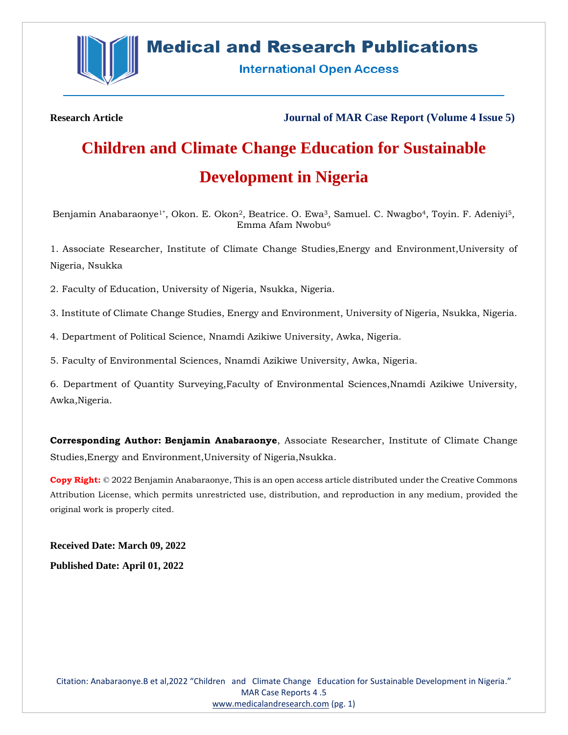Research Article

Journal of MAR Case Report (Volume 4 Issue 5)

# Children and Climate Change Education for Sustainable Development in Nigeria

Benjamin Anabaraonye[1*], Okon. E. Okon[2], Beatrice. O. Ewa[3], Samuel. C. Nwagbo[4], Toyin. F. Adeniyi[5], Emma Afam Nwobu[6]

1. Associate Researcher, Institute of Climate Change Studies,Energy and Environment,University of Nigeria, Nsukka

2. Faculty of Education, University of Nigeria, Nsukka, Nigeria.

3. Institute of Climate Change Studies, Energy and Environment, University of Nigeria, Nsukka, Nigeria.

4. Department of Political Science, Nnamdi Azikiwe University, Awka, Nigeria.

5. Faculty of Environmental Sciences, Nnamdi Azikiwe University, Awka, Nigeria.

6. Department of Quantity Surveying,Faculty of Environmental Sciences,Nnamdi Azikiwe University, Awka,Nigeria.

**Corresponding Author: Benjamin Anabaraonye**, Associate Researcher, Institute of Climate Change Studies,Energy and Environment,University of Nigeria,Nsukka.

**Copy Right:** © 2022 Benjamin Anabaraonye, This is an open access article distributed under the Creative Commons Attribution License, which permits unrestricted use, distribution, and reproduction in any medium, provided the original work is properly cited.

**Received Date: March 09, 2022**

**Published Date: April 01, 2022**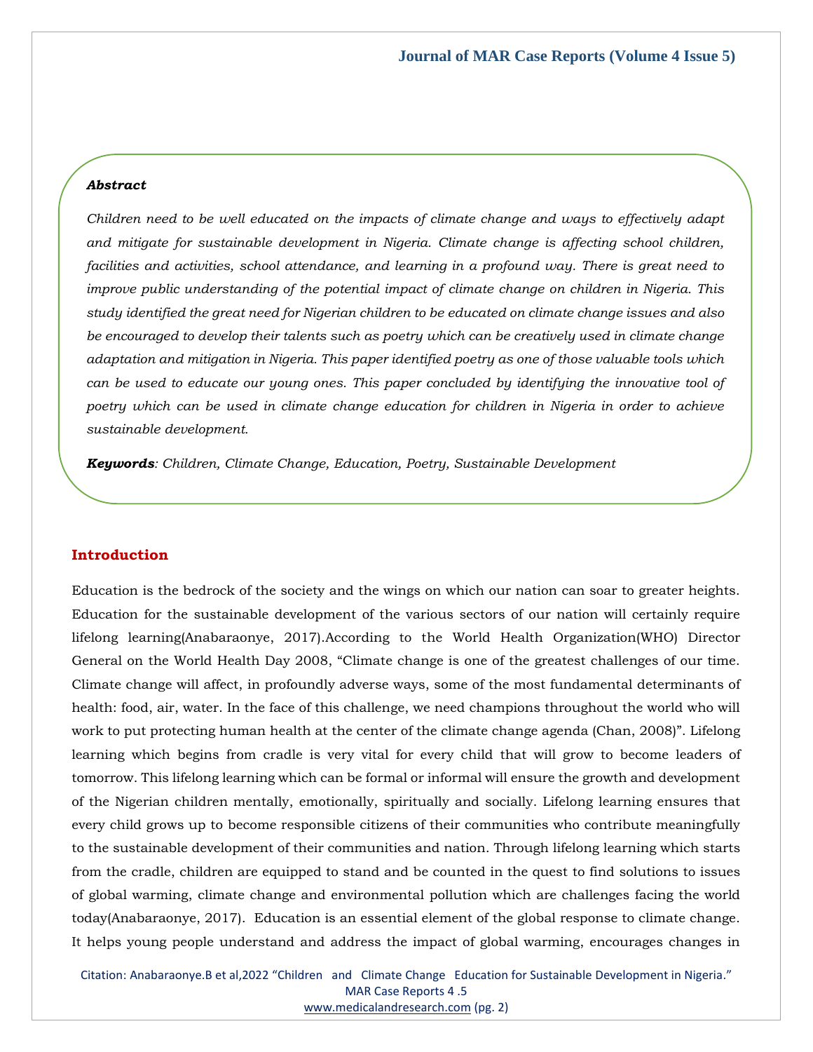*Abstract*

*Children need to be well educated on the impacts of climate change and ways to effectively adapt and mitigate for sustainable development in Nigeria. Climate change is affecting school children, facilities and activities, school attendance, and learning in a profound way. There is great need to improve public understanding of the potential impact of climate change on children in Nigeria. This study identified the great need for Nigerian children to be educated on climate change issues and also be encouraged to develop their talents such as poetry which can be creatively used in climate change adaptation and mitigation in Nigeria. This paper identified poetry as one of those valuable tools which can be used to educate our young ones. This paper concluded by identifying the innovative tool of poetry which can be used in climate change education for children in Nigeria in order to achieve sustainable development.*

***Keywords****: Children, Climate Change, Education, Poetry, Sustainable Development*

## Introduction

Education is the bedrock of the society and the wings on which our nation can soar to greater heights. Education for the sustainable development of the various sectors of our nation will certainly require lifelong learning(Anabaraonye, 2017).According to the World Health Organization(WHO) Director General on the World Health Day 2008, "Climate change is one of the greatest challenges of our time. Climate change will affect, in profoundly adverse ways, some of the most fundamental determinants of health: food, air, water. In the face of this challenge, we need champions throughout the world who will work to put protecting human health at the center of the climate change agenda (Chan, 2008)". Lifelong learning which begins from cradle is very vital for every child that will grow to become leaders of tomorrow. This lifelong learning which can be formal or informal will ensure the growth and development of the Nigerian children mentally, emotionally, spiritually and socially. Lifelong learning ensures that every child grows up to become responsible citizens of their communities who contribute meaningfully to the sustainable development of their communities and nation. Through lifelong learning which starts from the cradle, children are equipped to stand and be counted in the quest to find solutions to issues of global warming, climate change and environmental pollution which are challenges facing the world today(Anabaraonye, 2017). Education is an essential element of the global response to climate change. It helps young people understand and address the impact of global warming, encourages changes in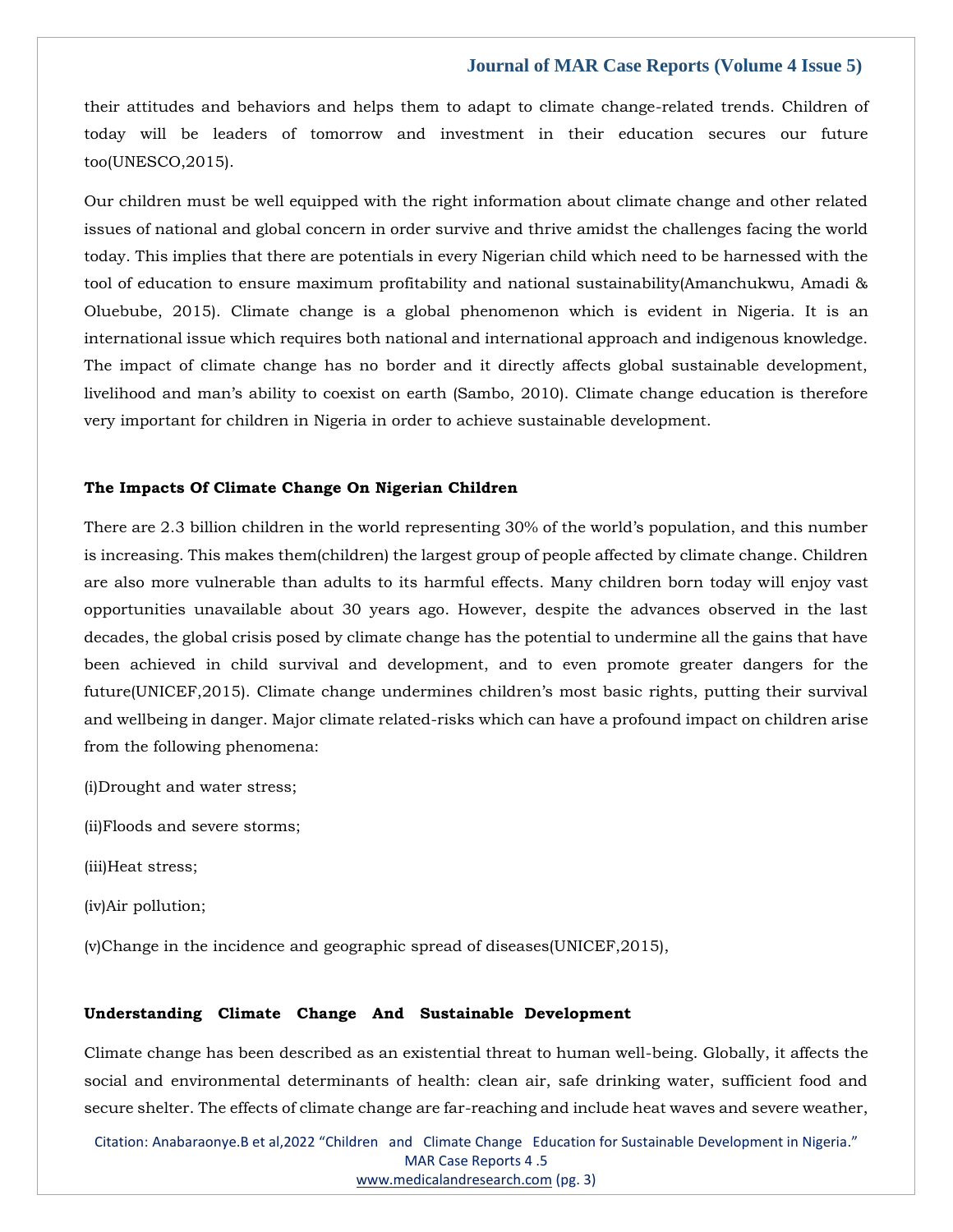their attitudes and behaviors and helps them to adapt to climate change-related trends. Children of today will be leaders of tomorrow and investment in their education secures our future too(UNESCO,2015).

Our children must be well equipped with the right information about climate change and other related issues of national and global concern in order survive and thrive amidst the challenges facing the world today. This implies that there are potentials in every Nigerian child which need to be harnessed with the tool of education to ensure maximum profitability and national sustainability(Amanchukwu, Amadi & Oluebube, 2015). Climate change is a global phenomenon which is evident in Nigeria. It is an international issue which requires both national and international approach and indigenous knowledge. The impact of climate change has no border and it directly affects global sustainable development, livelihood and man's ability to coexist on earth (Sambo, 2010). Climate change education is therefore very important for children in Nigeria in order to achieve sustainable development.

**The Impacts Of Climate Change On Nigerian Children**

There are 2.3 billion children in the world representing 30% of the world's population, and this number is increasing. This makes them(children) the largest group of people affected by climate change. Children are also more vulnerable than adults to its harmful effects. Many children born today will enjoy vast opportunities unavailable about 30 years ago. However, despite the advances observed in the last decades, the global crisis posed by climate change has the potential to undermine all the gains that have been achieved in child survival and development, and to even promote greater dangers for the future(UNICEF,2015). Climate change undermines children's most basic rights, putting their survival and wellbeing in danger. Major climate related-risks which can have a profound impact on children arise from the following phenomena:

(i)Drought and water stress;

(ii)Floods and severe storms;

(iii)Heat stress;

(iv)Air pollution;

(v)Change in the incidence and geographic spread of diseases(UNICEF,2015),

**Understanding Climate Change And Sustainable Development**

Climate change has been described as an existential threat to human well-being. Globally, it affects the social and environmental determinants of health: clean air, safe drinking water, sufficient food and secure shelter. The effects of climate change are far-reaching and include heat waves and severe weather,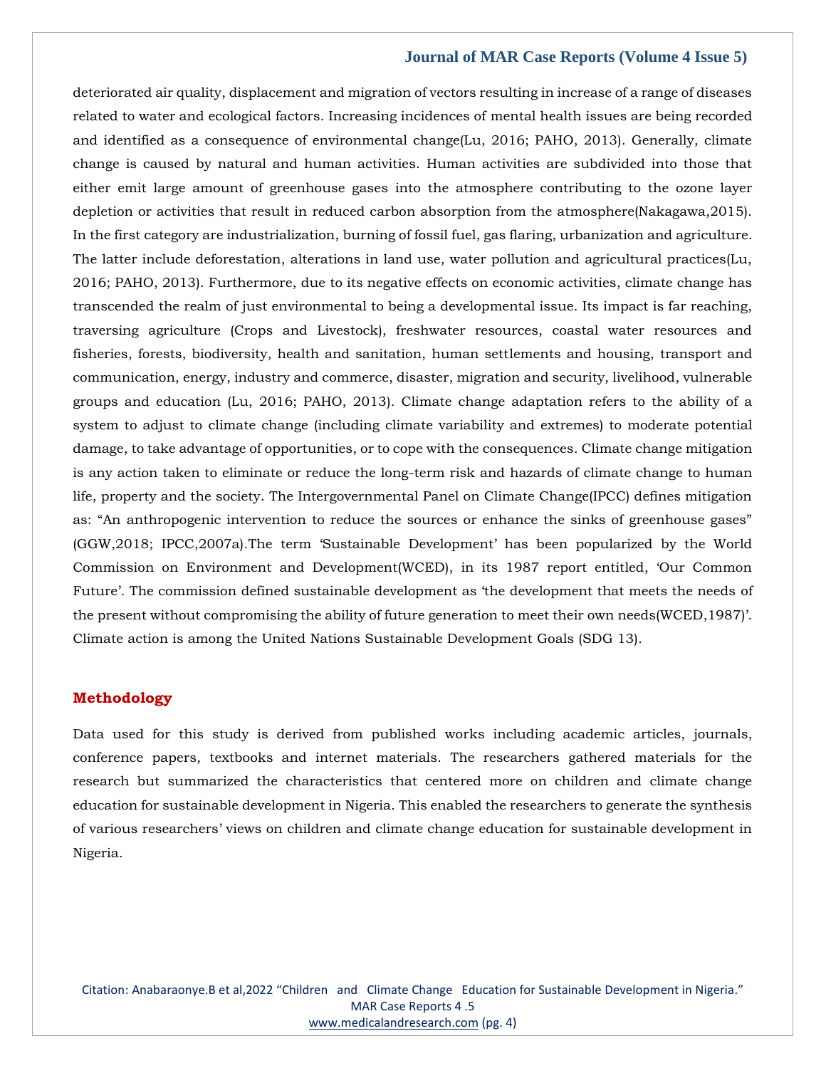deteriorated air quality, displacement and migration of vectors resulting in increase of a range of diseases related to water and ecological factors. Increasing incidences of mental health issues are being recorded and identified as a consequence of environmental change(Lu, 2016; PAHO, 2013). Generally, climate change is caused by natural and human activities. Human activities are subdivided into those that either emit large amount of greenhouse gases into the atmosphere contributing to the ozone layer depletion or activities that result in reduced carbon absorption from the atmosphere(Nakagawa,2015). In the first category are industrialization, burning of fossil fuel, gas flaring, urbanization and agriculture. The latter include deforestation, alterations in land use, water pollution and agricultural practices(Lu, 2016; PAHO, 2013). Furthermore, due to its negative effects on economic activities, climate change has transcended the realm of just environmental to being a developmental issue. Its impact is far reaching, traversing agriculture (Crops and Livestock), freshwater resources, coastal water resources and fisheries, forests, biodiversity, health and sanitation, human settlements and housing, transport and communication, energy, industry and commerce, disaster, migration and security, livelihood, vulnerable groups and education (Lu, 2016; PAHO, 2013). Climate change adaptation refers to the ability of a system to adjust to climate change (including climate variability and extremes) to moderate potential damage, to take advantage of opportunities, or to cope with the consequences. Climate change mitigation is any action taken to eliminate or reduce the long-term risk and hazards of climate change to human life, property and the society. The Intergovernmental Panel on Climate Change(IPCC) defines mitigation as: "An anthropogenic intervention to reduce the sources or enhance the sinks of greenhouse gases" (GGW,2018; IPCC,2007a).The term 'Sustainable Development' has been popularized by the World Commission on Environment and Development(WCED), in its 1987 report entitled, 'Our Common Future'. The commission defined sustainable development as 'the development that meets the needs of the present without compromising the ability of future generation to meet their own needs(WCED,1987)'. Climate action is among the United Nations Sustainable Development Goals (SDG 13).

## Methodology

Data used for this study is derived from published works including academic articles, journals, conference papers, textbooks and internet materials. The researchers gathered materials for the research but summarized the characteristics that centered more on children and climate change education for sustainable development in Nigeria. This enabled the researchers to generate the synthesis of various researchers' views on children and climate change education for sustainable development in Nigeria.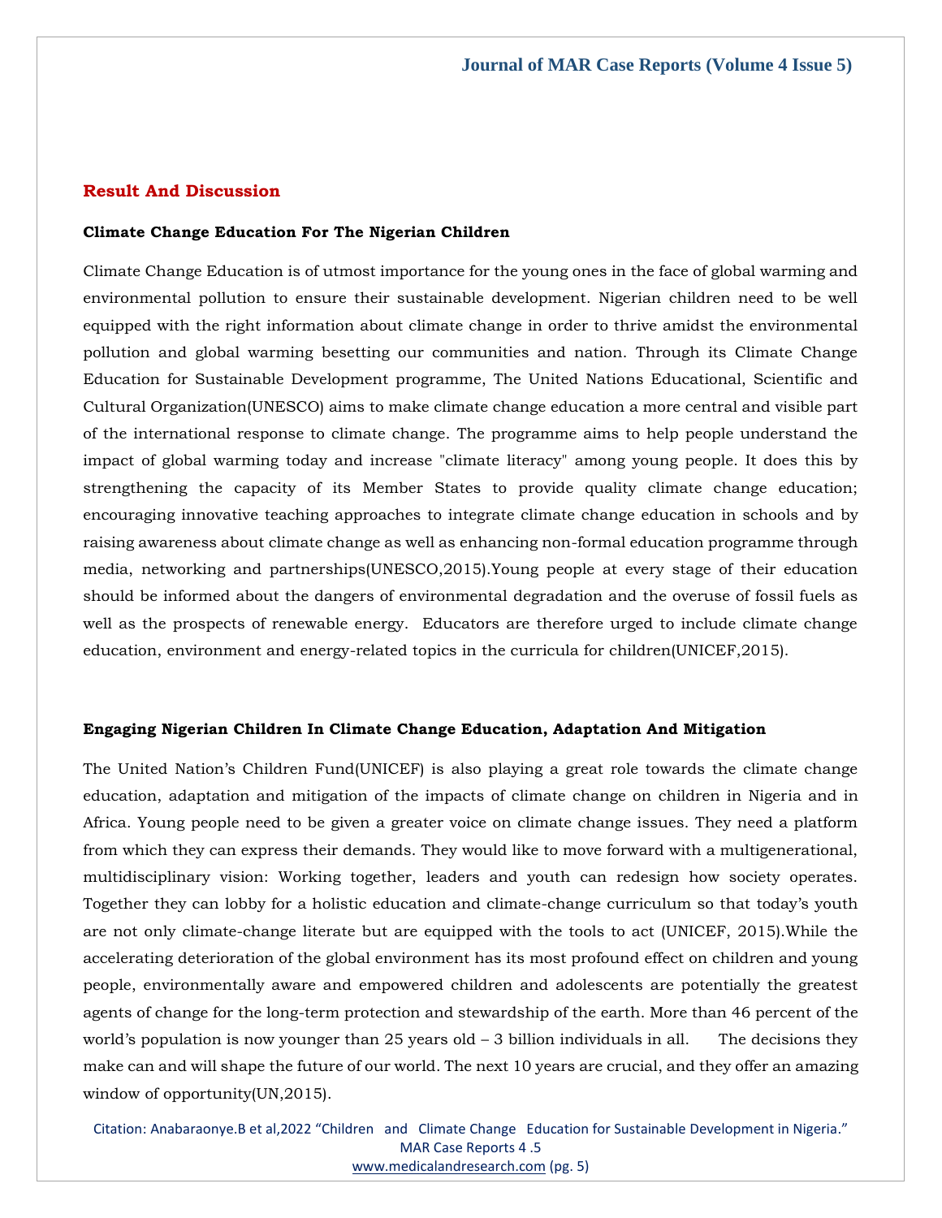## Result And Discussion

### Climate Change Education For The Nigerian Children

Climate Change Education is of utmost importance for the young ones in the face of global warming and environmental pollution to ensure their sustainable development. Nigerian children need to be well equipped with the right information about climate change in order to thrive amidst the environmental pollution and global warming besetting our communities and nation. Through its Climate Change Education for Sustainable Development programme, The United Nations Educational, Scientific and Cultural Organization(UNESCO) aims to make climate change education a more central and visible part of the international response to climate change. The programme aims to help people understand the impact of global warming today and increase "climate literacy" among young people. It does this by strengthening the capacity of its Member States to provide quality climate change education; encouraging innovative teaching approaches to integrate climate change education in schools and by raising awareness about climate change as well as enhancing non-formal education programme through media, networking and partnerships(UNESCO,2015).Young people at every stage of their education should be informed about the dangers of environmental degradation and the overuse of fossil fuels as well as the prospects of renewable energy. Educators are therefore urged to include climate change education, environment and energy-related topics in the curricula for children(UNICEF,2015).

### Engaging Nigerian Children In Climate Change Education, Adaptation And Mitigation

The United Nation's Children Fund(UNICEF) is also playing a great role towards the climate change education, adaptation and mitigation of the impacts of climate change on children in Nigeria and in Africa. Young people need to be given a greater voice on climate change issues. They need a platform from which they can express their demands. They would like to move forward with a multigenerational, multidisciplinary vision: Working together, leaders and youth can redesign how society operates. Together they can lobby for a holistic education and climate-change curriculum so that today's youth are not only climate-change literate but are equipped with the tools to act (UNICEF, 2015).While the accelerating deterioration of the global environment has its most profound effect on children and young people, environmentally aware and empowered children and adolescents are potentially the greatest agents of change for the long-term protection and stewardship of the earth. More than 46 percent of the world's population is now younger than 25 years old – 3 billion individuals in all. The decisions they make can and will shape the future of our world. The next 10 years are crucial, and they offer an amazing window of opportunity(UN,2015).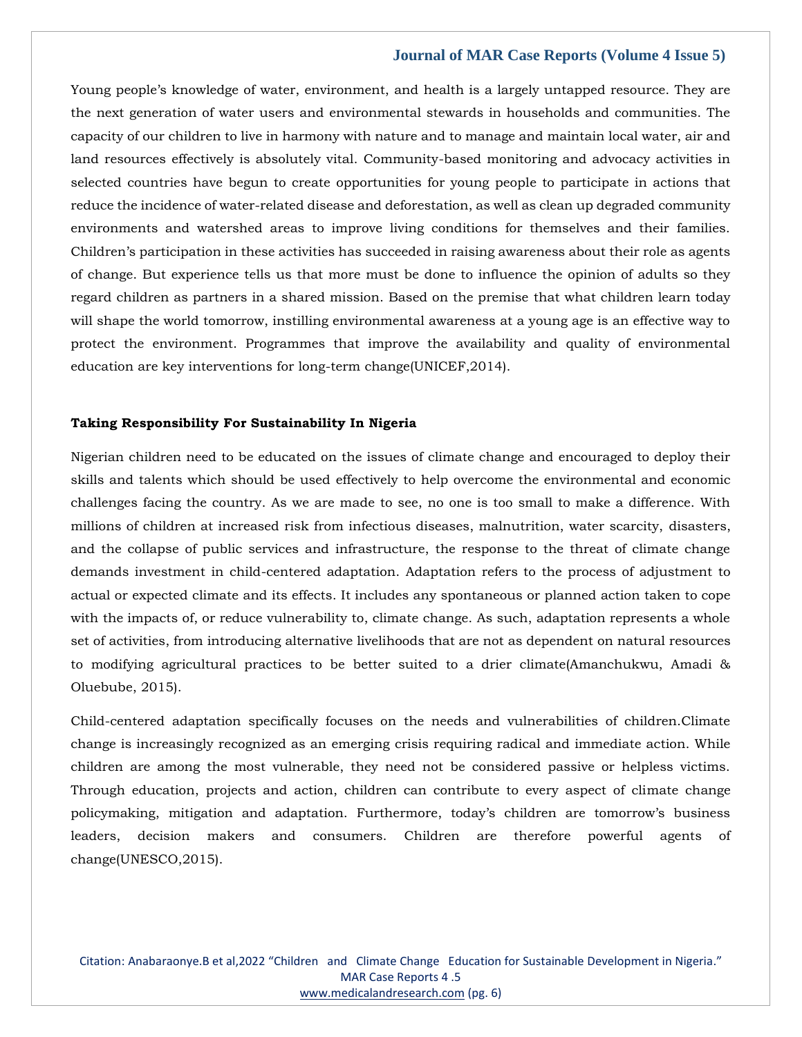Young people's knowledge of water, environment, and health is a largely untapped resource. They are the next generation of water users and environmental stewards in households and communities. The capacity of our children to live in harmony with nature and to manage and maintain local water, air and land resources effectively is absolutely vital. Community-based monitoring and advocacy activities in selected countries have begun to create opportunities for young people to participate in actions that reduce the incidence of water-related disease and deforestation, as well as clean up degraded community environments and watershed areas to improve living conditions for themselves and their families. Children's participation in these activities has succeeded in raising awareness about their role as agents of change. But experience tells us that more must be done to influence the opinion of adults so they regard children as partners in a shared mission. Based on the premise that what children learn today will shape the world tomorrow, instilling environmental awareness at a young age is an effective way to protect the environment. Programmes that improve the availability and quality of environmental education are key interventions for long-term change(UNICEF,2014).

**Taking Responsibility For Sustainability In Nigeria**

Nigerian children need to be educated on the issues of climate change and encouraged to deploy their skills and talents which should be used effectively to help overcome the environmental and economic challenges facing the country. As we are made to see, no one is too small to make a difference. With millions of children at increased risk from infectious diseases, malnutrition, water scarcity, disasters, and the collapse of public services and infrastructure, the response to the threat of climate change demands investment in child-centered adaptation. Adaptation refers to the process of adjustment to actual or expected climate and its effects. It includes any spontaneous or planned action taken to cope with the impacts of, or reduce vulnerability to, climate change. As such, adaptation represents a whole set of activities, from introducing alternative livelihoods that are not as dependent on natural resources to modifying agricultural practices to be better suited to a drier climate(Amanchukwu, Amadi & Oluebube, 2015).

Child-centered adaptation specifically focuses on the needs and vulnerabilities of children.Climate change is increasingly recognized as an emerging crisis requiring radical and immediate action. While children are among the most vulnerable, they need not be considered passive or helpless victims. Through education, projects and action, children can contribute to every aspect of climate change policymaking, mitigation and adaptation. Furthermore, today's children are tomorrow's business leaders, decision makers and consumers. Children are therefore powerful agents of change(UNESCO,2015).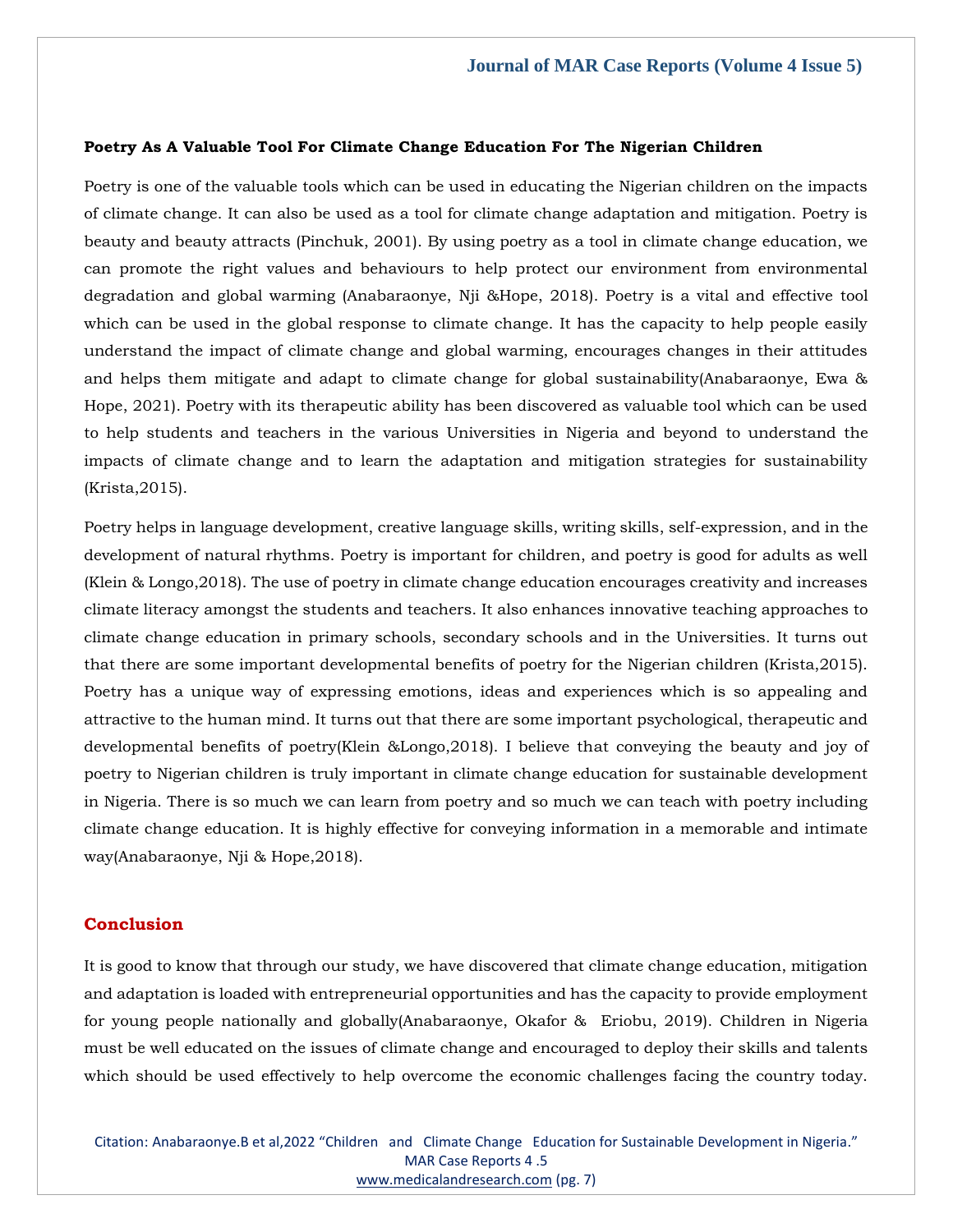**Poetry As A Valuable Tool For Climate Change Education For The Nigerian Children**

Poetry is one of the valuable tools which can be used in educating the Nigerian children on the impacts of climate change. It can also be used as a tool for climate change adaptation and mitigation. Poetry is beauty and beauty attracts (Pinchuk, 2001). By using poetry as a tool in climate change education, we can promote the right values and behaviours to help protect our environment from environmental degradation and global warming (Anabaraonye, Nji &Hope, 2018). Poetry is a vital and effective tool which can be used in the global response to climate change. It has the capacity to help people easily understand the impact of climate change and global warming, encourages changes in their attitudes and helps them mitigate and adapt to climate change for global sustainability(Anabaraonye, Ewa & Hope, 2021). Poetry with its therapeutic ability has been discovered as valuable tool which can be used to help students and teachers in the various Universities in Nigeria and beyond to understand the impacts of climate change and to learn the adaptation and mitigation strategies for sustainability (Krista,2015).

Poetry helps in language development, creative language skills, writing skills, self-expression, and in the development of natural rhythms. Poetry is important for children, and poetry is good for adults as well (Klein & Longo,2018). The use of poetry in climate change education encourages creativity and increases climate literacy amongst the students and teachers. It also enhances innovative teaching approaches to climate change education in primary schools, secondary schools and in the Universities. It turns out that there are some important developmental benefits of poetry for the Nigerian children (Krista,2015). Poetry has a unique way of expressing emotions, ideas and experiences which is so appealing and attractive to the human mind. It turns out that there are some important psychological, therapeutic and developmental benefits of poetry(Klein &Longo,2018). I believe that conveying the beauty and joy of poetry to Nigerian children is truly important in climate change education for sustainable development in Nigeria. There is so much we can learn from poetry and so much we can teach with poetry including climate change education. It is highly effective for conveying information in a memorable and intimate way(Anabaraonye, Nji & Hope,2018).

## Conclusion

It is good to know that through our study, we have discovered that climate change education, mitigation and adaptation is loaded with entrepreneurial opportunities and has the capacity to provide employment for young people nationally and globally(Anabaraonye, Okafor & Eriobu, 2019). Children in Nigeria must be well educated on the issues of climate change and encouraged to deploy their skills and talents which should be used effectively to help overcome the economic challenges facing the country today.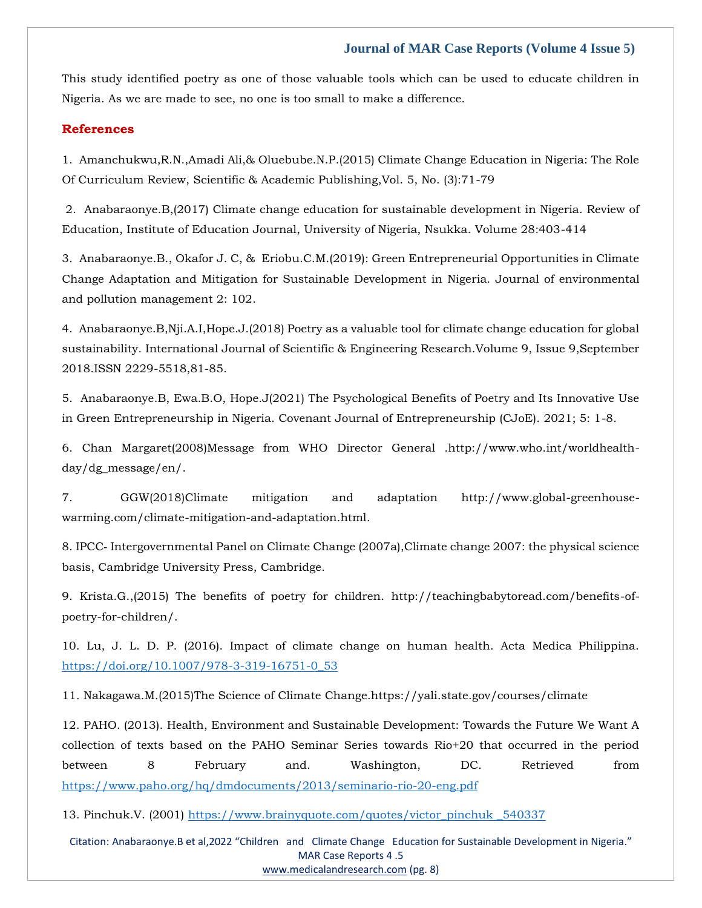This study identified poetry as one of those valuable tools which can be used to educate children in Nigeria. As we are made to see, no one is too small to make a difference.

## References

1. Amanchukwu,R.N.,Amadi Ali,& Oluebube.N.P.(2015) Climate Change Education in Nigeria: The Role Of Curriculum Review, Scientific & Academic Publishing,Vol. 5, No. (3):71-79

2. Anabaraonye.B,(2017) Climate change education for sustainable development in Nigeria. Review of Education, Institute of Education Journal, University of Nigeria, Nsukka. Volume 28:403-414

3. Anabaraonye.B., Okafor J. C, & Eriobu.C.M.(2019): Green Entrepreneurial Opportunities in Climate Change Adaptation and Mitigation for Sustainable Development in Nigeria. Journal of environmental and pollution management 2: 102.

4. Anabaraonye.B,Nji.A.I,Hope.J.(2018) Poetry as a valuable tool for climate change education for global sustainability. International Journal of Scientific & Engineering Research.Volume 9, Issue 9,September 2018.ISSN 2229-5518,81-85.

5. Anabaraonye.B, Ewa.B.O, Hope.J(2021) The Psychological Benefits of Poetry and Its Innovative Use in Green Entrepreneurship in Nigeria. Covenant Journal of Entrepreneurship (CJoE). 2021; 5: 1-8.

6. Chan Margaret(2008)Message from WHO Director General .http://www.who.int/worldhealth-day/dg_message/en/.

7. GGW(2018)Climate mitigation and adaptation http://www.global-greenhouse-warming.com/climate-mitigation-and-adaptation.html.

8. IPCC- Intergovernmental Panel on Climate Change (2007a),Climate change 2007: the physical science basis, Cambridge University Press, Cambridge.

9. Krista.G.,(2015) The benefits of poetry for children. http://teachingbabytoread.com/benefits-of-poetry-for-children/.

10. Lu, J. L. D. P. (2016). Impact of climate change on human health. Acta Medica Philippina. https://doi.org/10.1007/978-3-319-16751-0_53

11. Nakagawa.M.(2015)The Science of Climate Change.https://yali.state.gov/courses/climate

12. PAHO. (2013). Health, Environment and Sustainable Development: Towards the Future We Want A collection of texts based on the PAHO Seminar Series towards Rio+20 that occurred in the period between 8 February and. Washington, DC. Retrieved from https://www.paho.org/hq/dmdocuments/2013/seminario-rio-20-eng.pdf

13. Pinchuk.V. (2001) https://www.brainyquote.com/quotes/victor_pinchuk _540337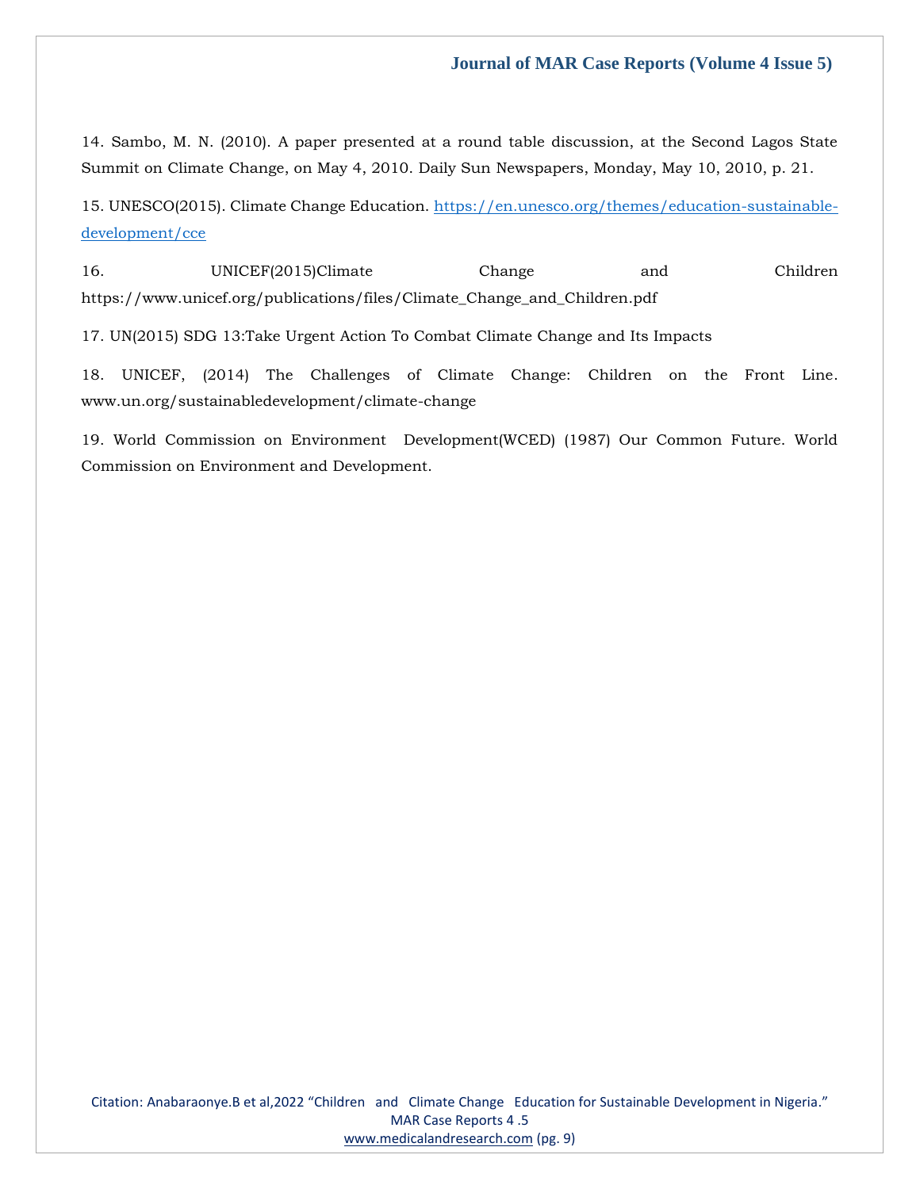14. Sambo, M. N. (2010). A paper presented at a round table discussion, at the Second Lagos State Summit on Climate Change, on May 4, 2010. Daily Sun Newspapers, Monday, May 10, 2010, p. 21.

15. UNESCO(2015). Climate Change Education. https://en.unesco.org/themes/education-sustainable-development/cce

16. UNICEF(2015)Climate Change and Children https://www.unicef.org/publications/files/Climate_Change_and_Children.pdf

17. UN(2015) SDG 13:Take Urgent Action To Combat Climate Change and Its Impacts

18. UNICEF, (2014) The Challenges of Climate Change: Children on the Front Line. www.un.org/sustainabledevelopment/climate-change

19. World Commission on Environment Development(WCED) (1987) Our Common Future. World Commission on Environment and Development.